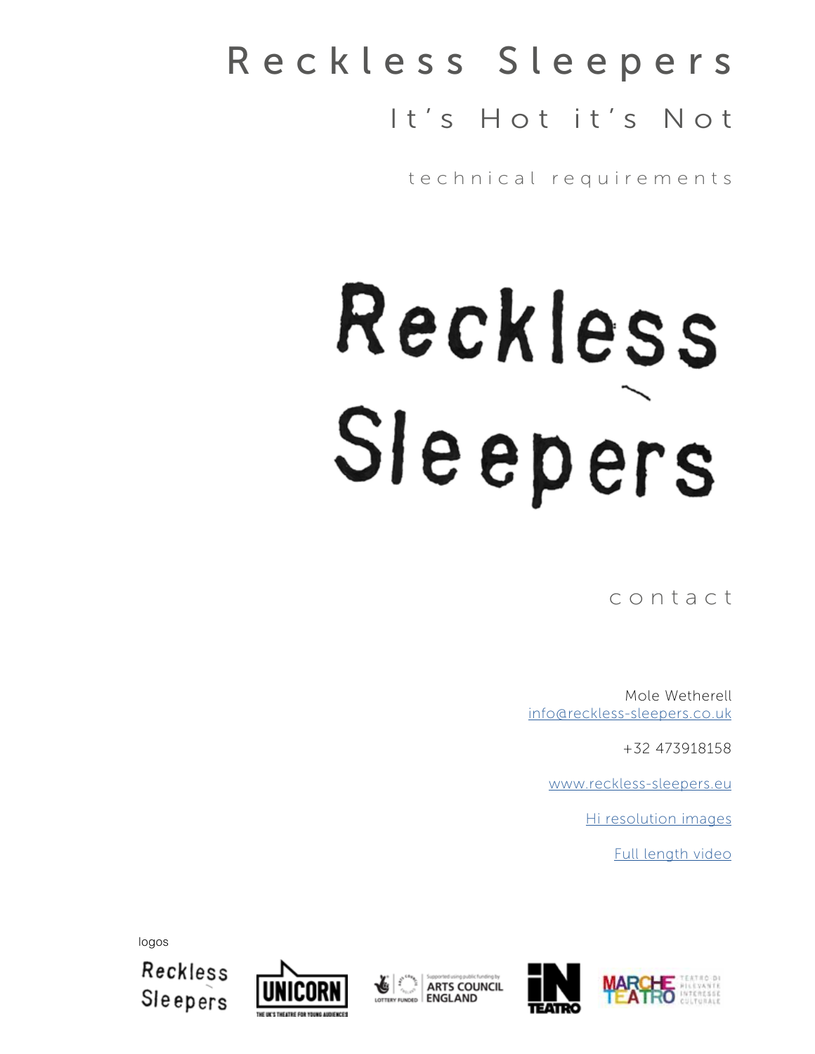# Reckless Sleepers

## It's Hot it's Not

technical requirements

Reckless Sleepers

contact

Mole Wetherell
info@reckless-sleepers.co.uk

+32 473918158

www.reckless-sleepers.eu

Hi resolution images

Full length video

logos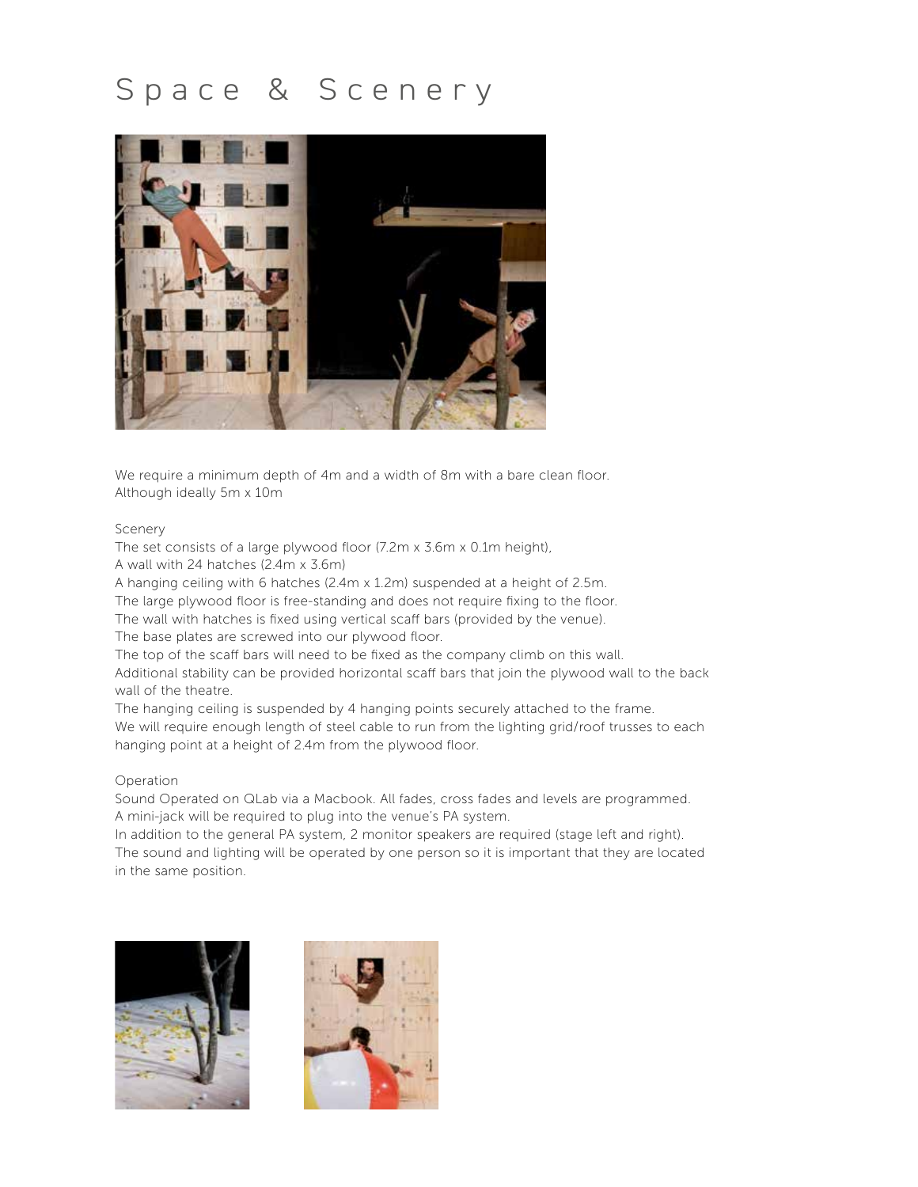# Space & Scenery

We require a minimum depth of 4m and a width of 8m with a bare clean floor.
Although ideally 5m x 10m

Scenery

The set consists of a large plywood floor (7.2m x 3.6m x 0.1m height),
A wall with 24 hatches (2.4m x 3.6m)
A hanging ceiling with 6 hatches (2.4m x 1.2m) suspended at a height of 2.5m.
The large plywood floor is free-standing and does not require fixing to the floor.
The wall with hatches is fixed using vertical scaff bars (provided by the venue).
The base plates are screwed into our plywood floor.
The top of the scaff bars will need to be fixed as the company climb on this wall.
Additional stability can be provided horizontal scaff bars that join the plywood wall to the back wall of the theatre.
The hanging ceiling is suspended by 4 hanging points securely attached to the frame.
We will require enough length of steel cable to run from the lighting grid/roof trusses to each hanging point at a height of 2.4m from the plywood floor.

Operation

Sound Operated on QLab via a Macbook. All fades, cross fades and levels are programmed.
A mini-jack will be required to plug into the venue's PA system.
In addition to the general PA system, 2 monitor speakers are required (stage left and right).
The sound and lighting will be operated by one person so it is important that they are located in the same position.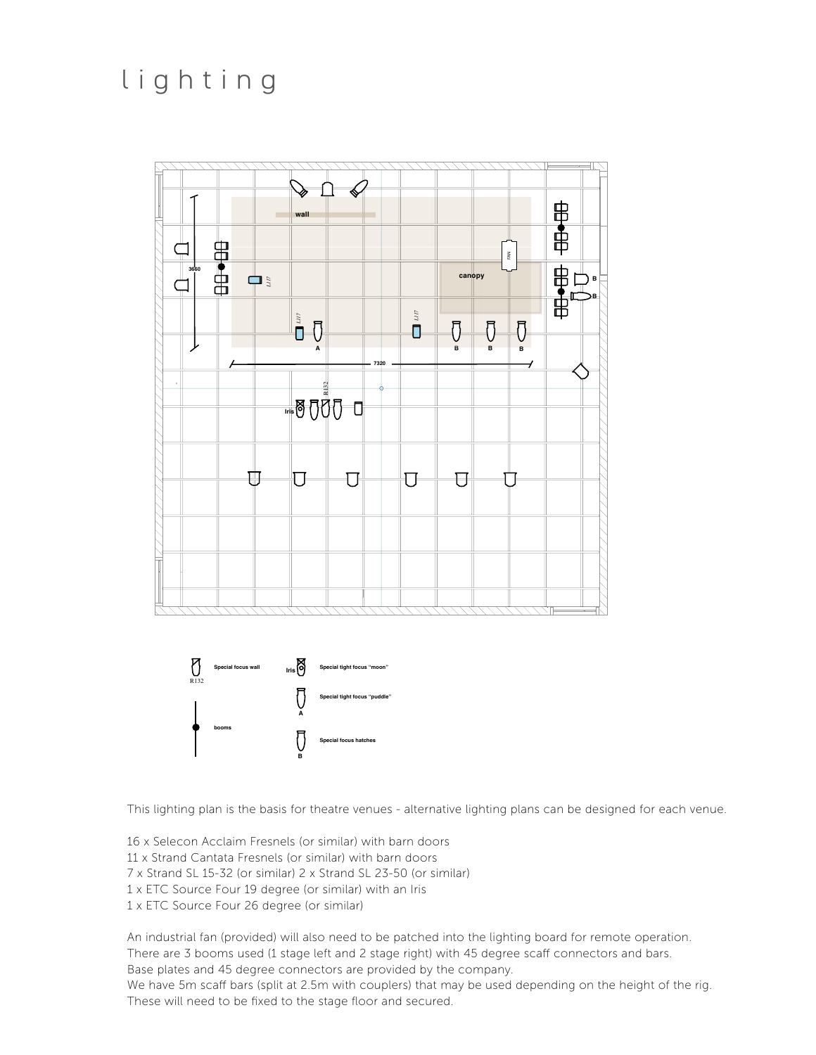# lighting

This lighting plan is the basis for theatre venues - alternative lighting plans can be designed for each venue.

16 x Selecon Acclaim Fresnels (or similar) with barn doors
11 x Strand Cantata Fresnels (or similar) with barn doors
7 x Strand SL 15-32 (or similar) 2 x Strand SL 23-50 (or similar)
1 x ETC Source Four 19 degree (or similar) with an Iris
1 x ETC Source Four 26 degree (or similar)

An industrial fan (provided) will also need to be patched into the lighting board for remote operation.
There are 3 booms used (1 stage left and 2 stage right) with 45 degree scaff connectors and bars.
Base plates and 45 degree connectors are provided by the company.
We have 5m scaff bars (split at 2.5m with couplers) that may be used depending on the height of the rig.
These will need to be fixed to the stage floor and secured.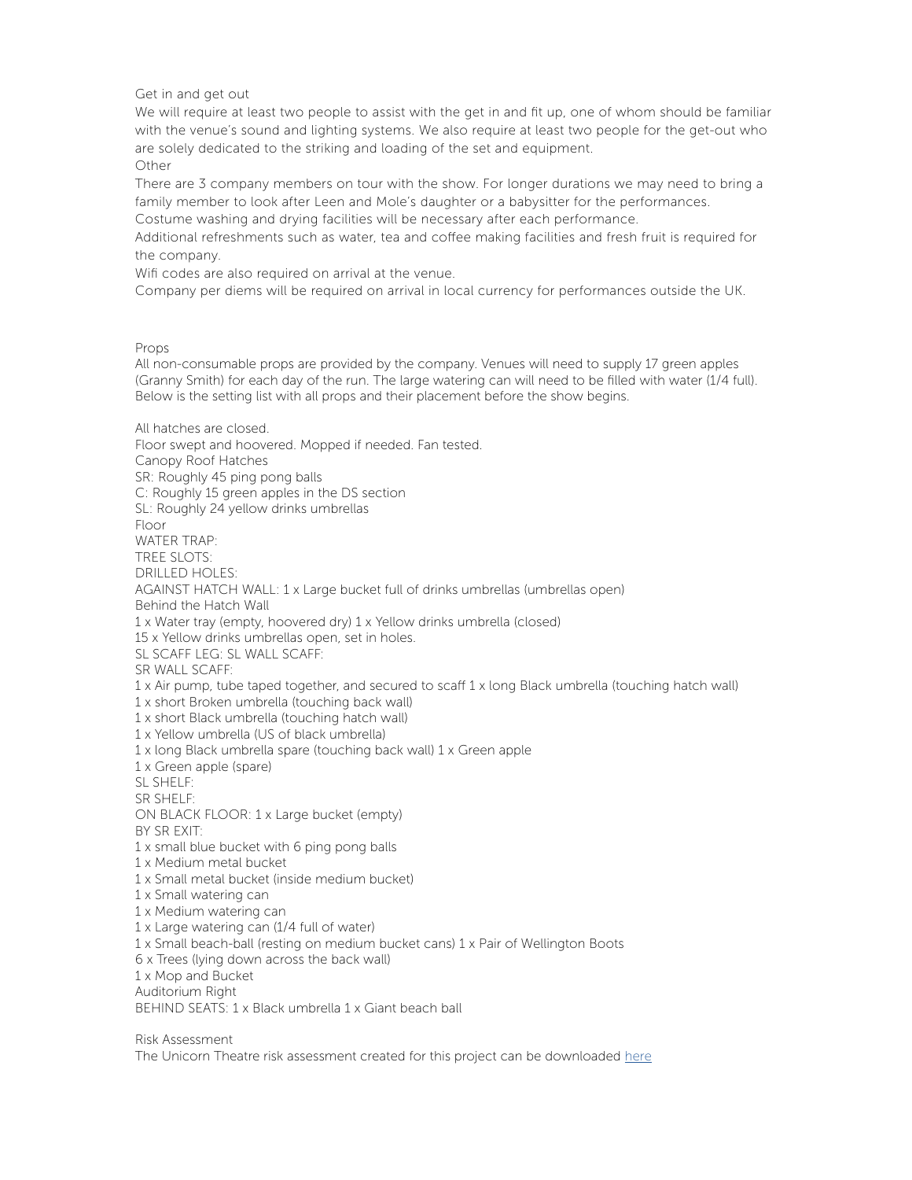## Get in and get out

We will require at least two people to assist with the get in and fit up, one of whom should be familiar with the venue's sound and lighting systems. We also require at least two people for the get-out who are solely dedicated to the striking and loading of the set and equipment.

## Other

There are 3 company members on tour with the show. For longer durations we may need to bring a family member to look after Leen and Mole's daughter or a babysitter for the performances.

Costume washing and drying facilities will be necessary after each performance.

Additional refreshments such as water, tea and coffee making facilities and fresh fruit is required for the company.

Wifi codes are also required on arrival at the venue.

Company per diems will be required on arrival in local currency for performances outside the UK.

## Props

All non-consumable props are provided by the company. Venues will need to supply 17 green apples (Granny Smith) for each day of the run. The large watering can will need to be filled with water (1/4 full). Below is the setting list with all props and their placement before the show begins.

All hatches are closed.
Floor swept and hoovered. Mopped if needed. Fan tested.

Canopy Roof Hatches
SR: Roughly 45 ping pong balls
C: Roughly 15 green apples in the DS section
SL: Roughly 24 yellow drinks umbrellas

Floor
WATER TRAP:
TREE SLOTS:
DRILLED HOLES:
AGAINST HATCH WALL: 1 x Large bucket full of drinks umbrellas (umbrellas open)

Behind the Hatch Wall
1 x Water tray (empty, hoovered dry) 1 x Yellow drinks umbrella (closed)
15 x Yellow drinks umbrellas open, set in holes.
SL SCAFF LEG: SL WALL SCAFF:
SR WALL SCAFF:
1 x Air pump, tube taped together, and secured to scaff 1 x long Black umbrella (touching hatch wall)
1 x short Broken umbrella (touching back wall)
1 x short Black umbrella (touching hatch wall)
1 x Yellow umbrella (US of black umbrella)
1 x long Black umbrella spare (touching back wall) 1 x Green apple
1 x Green apple (spare)
SL SHELF:
SR SHELF:
ON BLACK FLOOR: 1 x Large bucket (empty)
BY SR EXIT:
1 x small blue bucket with 6 ping pong balls
1 x Medium metal bucket
1 x Small metal bucket (inside medium bucket)
1 x Small watering can
1 x Medium watering can
1 x Large watering can (1/4 full of water)
1 x Small beach-ball (resting on medium bucket cans) 1 x Pair of Wellington Boots
6 x Trees (lying down across the back wall)
1 x Mop and Bucket

Auditorium Right
BEHIND SEATS: 1 x Black umbrella 1 x Giant beach ball

## Risk Assessment

The Unicorn Theatre risk assessment created for this project can be downloaded here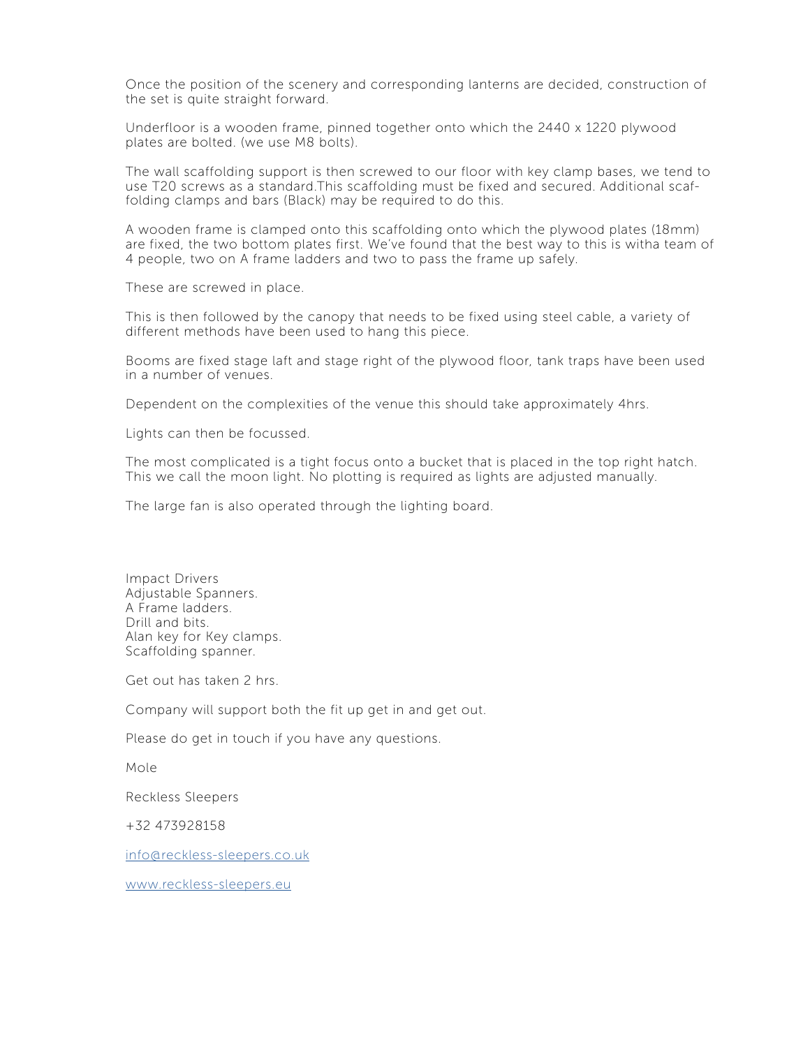Once the position of the scenery and corresponding lanterns are decided, construction of the set is quite straight forward.

Underfloor is a wooden frame, pinned together onto which the 2440 x 1220 plywood plates are bolted. (we use M8 bolts).

The wall scaffolding support is then screwed to our floor with key clamp bases, we tend to use T20 screws as a standard.This scaffolding must be fixed and secured. Additional scaffolding clamps and bars (Black) may be required to do this.

A wooden frame is clamped onto this scaffolding onto which the plywood plates (18mm) are fixed, the two bottom plates first. We've found that the best way to this is witha team of 4 people, two on A frame ladders and two to pass the frame up safely.

These are screwed in place.

This is then followed by the canopy that needs to be fixed using steel cable, a variety of different methods have been used to hang this piece.

Booms are fixed stage left and stage right of the plywood floor, tank traps have been used in a number of venues.

Dependent on the complexities of the venue this should take approximately 4hrs.

Lights can then be focussed.

The most complicated is a tight focus onto a bucket that is placed in the top right hatch. This we call the moon light. No plotting is required as lights are adjusted manually.

The large fan is also operated through the lighting board.

Impact Drivers
Adjustable Spanners.
A Frame ladders.
Drill and bits.
Alan key for Key clamps.
Scaffolding spanner.

Get out has taken 2 hrs.

Company will support both the fit up get in and get out.

Please do get in touch if you have any questions.

Mole

Reckless Sleepers

+32 473928158

info@reckless-sleepers.co.uk

www.reckless-sleepers.eu